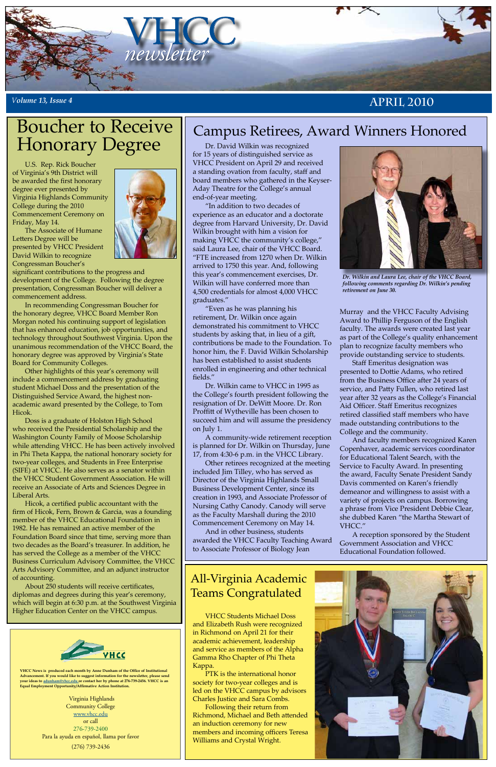# VHCC newsletter

*Volume 13, Issue 4* — APRIL 2010

## Boucher to Receive Honorary Degree

U.S. Rep. Rick Boucher of Virginia's 9th District will be awarded the first honorary degree ever presented by Virginia Highlands Community College during the 2010 Commencement Ceremony on Friday, May 14.

The Associate of Humane Letters Degree will be presented by VHCC President David Wilkin to recognize Congressman Boucher's significant contributions to the progress and development of the College. Following the degree presentation, Congressman Boucher will deliver a commencement address.

In recommending Congressman Boucher for the honorary degree, VHCC Board Member Ron Morgan noted his continuing support of legislation that has enhanced education, job opportunities, and technology throughout Southwest Virginia. Upon the unanimous recommendation of the VHCC Board, the honorary degree was approved by Virginia's State Board for Community Colleges.

Other highlights of this year's ceremony will include a commencement address by graduating student Michael Doss and the presentation of the Distinguished Service Award, the highest non-academic award presented by the College, to Tom Hicok.

Doss is a graduate of Holston High School who received the Presidential Scholarship and the Washington County Family of Moose Scholarship while attending VHCC. He has been actively involved in Phi Theta Kappa, the national honorary society for two-year colleges, and Students in Free Enterprise (SIFE) at VHCC. He also serves as a senator within the VHCC Student Government Association. He will receive an Associate of Arts and Sciences Degree in Liberal Arts.

Hicok, a certified public accountant with the firm of Hicok, Fern, Brown & Garcia, was a founding member of the VHCC Educational Foundation in 1982. He has remained an active member of the Foundation Board since that time, serving more than two decades as the Board's treasurer. In addition, he has served the College as a member of the VHCC Business Curriculum Advisory Committee, the VHCC Arts Advisory Committee, and an adjunct instructor of accounting.

About 250 students will receive certificates, diplomas and degrees during this year's ceremony, which will begin at 6:30 p.m. at the Southwest Virginia Higher Education Center on the VHCC campus.

## Campus Retirees, Award Winners Honored

Dr. David Wilkin was recognized for 15 years of distinguished service as VHCC President on April 29 and received a standing ovation from faculty, staff and board members who gathered in the Keyser-Aday Theatre for the College's annual end-of-year meeting.

"In addition to two decades of experience as an educator and a doctorate degree from Harvard University, Dr. David Wilkin brought with him a vision for making VHCC the community's college," said Laura Lee, chair of the VHCC Board. "FTE increased from 1270 when Dr. Wilkin arrived to 1750 this year. And, following this year's commencement exercises, Dr. Wilkin will have conferred more than 4,500 credentials for almost 4,000 VHCC graduates."

"Even as he was planning his retirement, Dr. Wilkin once again demonstrated his commitment to VHCC students by asking that, in lieu of a gift, contributions be made to the Foundation. To honor him, the F. David Wilkin Scholarship has been established to assist students enrolled in engineering and other technical fields."

Dr. Wilkin came to VHCC in 1995 as the College's fourth president following the resignation of Dr. DeWitt Moore. Dr. Ron Proffitt of Wytheville has been chosen to succeed him and will assume the presidency on July 1.

A community-wide retirement reception is planned for Dr. Wilkin on Thursday, June 17, from 4:30-6 p.m. in the VHCC Library.

Other retirees recognized at the meeting included Jim Tilley, who has served as Director of the Virginia Highlands Small Business Development Center, since its creation in 1993, and Associate Professor of Nursing Cathy Canody. Canody will serve as the Faculty Marshall during the 2010 Commencement Ceremony on May 14.

And in other business, students awarded the VHCC Faculty Teaching Award to Associate Professor of Biology Jean Murray and the VHCC Faculty Advising Award to Phillip Ferguson of the English faculty. The awards were created last year as part of the College's quality enhancement plan to recognize faculty members who provide outstanding service to students.

*Dr. Wilkin and Laura Lee, chair of the VHCC Board, following comments regarding Dr. Wilkin's pending retirement on June 30.*

Staff Emeritus designation was presented to Dottie Adams, who retired from the Business Office after 24 years of service, and Patty Fullen, who retired last year after 32 years as the College's Financial Aid Officer. Staff Emeritus recognizes retired classified staff members who have made outstanding contributions to the College and the community.

And faculty members recognized Karen Copenhaver, academic services coordinator for Educational Talent Search, with the Service to Faculty Award. In presenting the award, Faculty Senate President Sandy Davis commented on Karen's friendly demeanor and willingness to assist with a variety of projects on campus. Borrowing a phrase from Vice President Debbie Clear, she dubbed Karen "the Martha Stewart of VHCC."

A reception sponsored by the Student Government Association and VHCC Educational Foundation followed.

## All-Virginia Academic Teams Congratulated

VHCC Students Michael Doss and Elizabeth Rush were recognized in Richmond on April 21 for their academic achievement, leadership and service as members of the Alpha Gamma Rho Chapter of Phi Theta Kappa.

PTK is the international honor society for two-year colleges and is led on the VHCC campus by advisors Charles Justice and Sara Combs.

Following their return from Richmond, Michael and Beth attended an induction ceremony for new members and incoming officers Teresa Williams and Crystal Wright.

---

VHCC

**VHCC News is produced each month by Anne Dunham of the Office of Institutional Advancement. If you would like to suggest information for the newsletter, please send your ideas to adunham@vhcc.edu or contact her by phone at 276-739-2456. VHCC is an Equal Employment Opportunity/Affirmative Action Institution.**

Virginia Highlands Community College
www.vhcc.edu
or call
276-739-2400
Para la ayuda en español, llama por favor
(276) 739-2436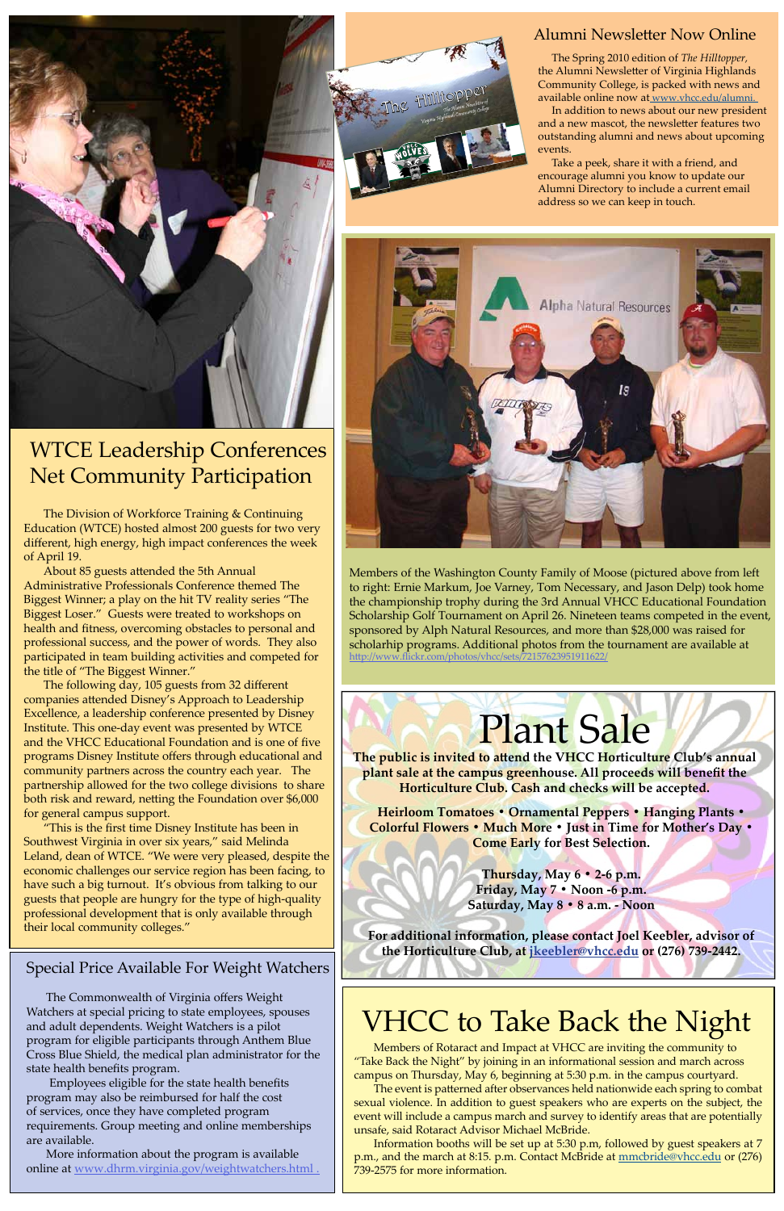## Alumni Newsletter Now Online

The Spring 2010 edition of *The Hilltopper*, the Alumni Newsletter of Virginia Highlands Community College, is packed with news and available online now at www.vhcc.edu/alumni.

In addition to news about our new president and a new mascot, the newsletter features two outstanding alumni and news about upcoming events.

Take a peek, share it with a friend, and encourage alumni you know to update our Alumni Directory to include a current email address so we can keep in touch.

Members of the Washington County Family of Moose (pictured above from left to right: Ernie Markum, Joe Varney, Tom Necessary, and Jason Delp) took home the championship trophy during the 3rd Annual VHCC Educational Foundation Scholarship Golf Tournament on April 26. Nineteen teams competed in the event, sponsored by Alph Natural Resources, and more than $28,000 was raised for scholarhip programs. Additional photos from the tournament are available at http://www.flickr.com/photos/vhcc/sets/72157623951911622/

# WTCE Leadership Conferences Net Community Participation

The Division of Workforce Training & Continuing Education (WTCE) hosted almost 200 guests for two very different, high energy, high impact conferences the week of April 19.

About 85 guests attended the 5th Annual Administrative Professionals Conference themed The Biggest Winner; a play on the hit TV reality series "The Biggest Loser." Guests were treated to workshops on health and fitness, overcoming obstacles to personal and professional success, and the power of words. They also participated in team building activities and competed for the title of "The Biggest Winner."

The following day, 105 guests from 32 different companies attended Disney's Approach to Leadership Excellence, a leadership conference presented by Disney Institute. This one-day event was presented by WTCE and the VHCC Educational Foundation and is one of five programs Disney Institute offers through educational and community partners across the country each year. The partnership allowed for the two college divisions to share both risk and reward, netting the Foundation over $6,000 for general campus support.

"This is the first time Disney Institute has been in Southwest Virginia in over six years," said Melinda Leland, dean of WTCE. "We were very pleased, despite the economic challenges our service region has been facing, to have such a big turnout. It's obvious from talking to our guests that people are hungry for the type of high-quality professional development that is only available through their local community colleges."

# Plant Sale

**The public is invited to attend the VHCC Horticulture Club's annual plant sale at the campus greenhouse. All proceeds will benefit the Horticulture Club. Cash and checks will be accepted.**

**Heirloom Tomatoes • Ornamental Peppers • Hanging Plants • Colorful Flowers • Much More • Just in Time for Mother's Day • Come Early for Best Selection.**

**Thursday, May 6 • 2-6 p.m.**
**Friday, May 7 • Noon -6 p.m.**
**Saturday, May 8 • 8 a.m. - Noon**

**For additional information, please contact Joel Keebler, advisor of the Horticulture Club, at jkeebler@vhcc.edu or (276) 739-2442.**

## Special Price Available For Weight Watchers

The Commonwealth of Virginia offers Weight Watchers at special pricing to state employees, spouses and adult dependents. Weight Watchers is a pilot program for eligible participants through Anthem Blue Cross Blue Shield, the medical plan administrator for the state health benefits program.

Employees eligible for the state health benefits program may also be reimbursed for half the cost of services, once they have completed program requirements. Group meeting and online memberships are available.

More information about the program is available online at www.dhrm.virginia.gov/weightwatchers.html .

# VHCC to Take Back the Night

Members of Rotaract and Impact at VHCC are inviting the community to "Take Back the Night" by joining in an informational session and march across campus on Thursday, May 6, beginning at 5:30 p.m. in the campus courtyard.

The event is patterned after observances held nationwide each spring to combat sexual violence. In addition to guest speakers who are experts on the subject, the event will include a campus march and survey to identify areas that are potentially unsafe, said Rotaract Advisor Michael McBride.

Information booths will be set up at 5:30 p.m, followed by guest speakers at 7 p.m., and the march at 8:15. p.m. Contact McBride at mmcbride@vhcc.edu or (276) 739-2575 for more information.